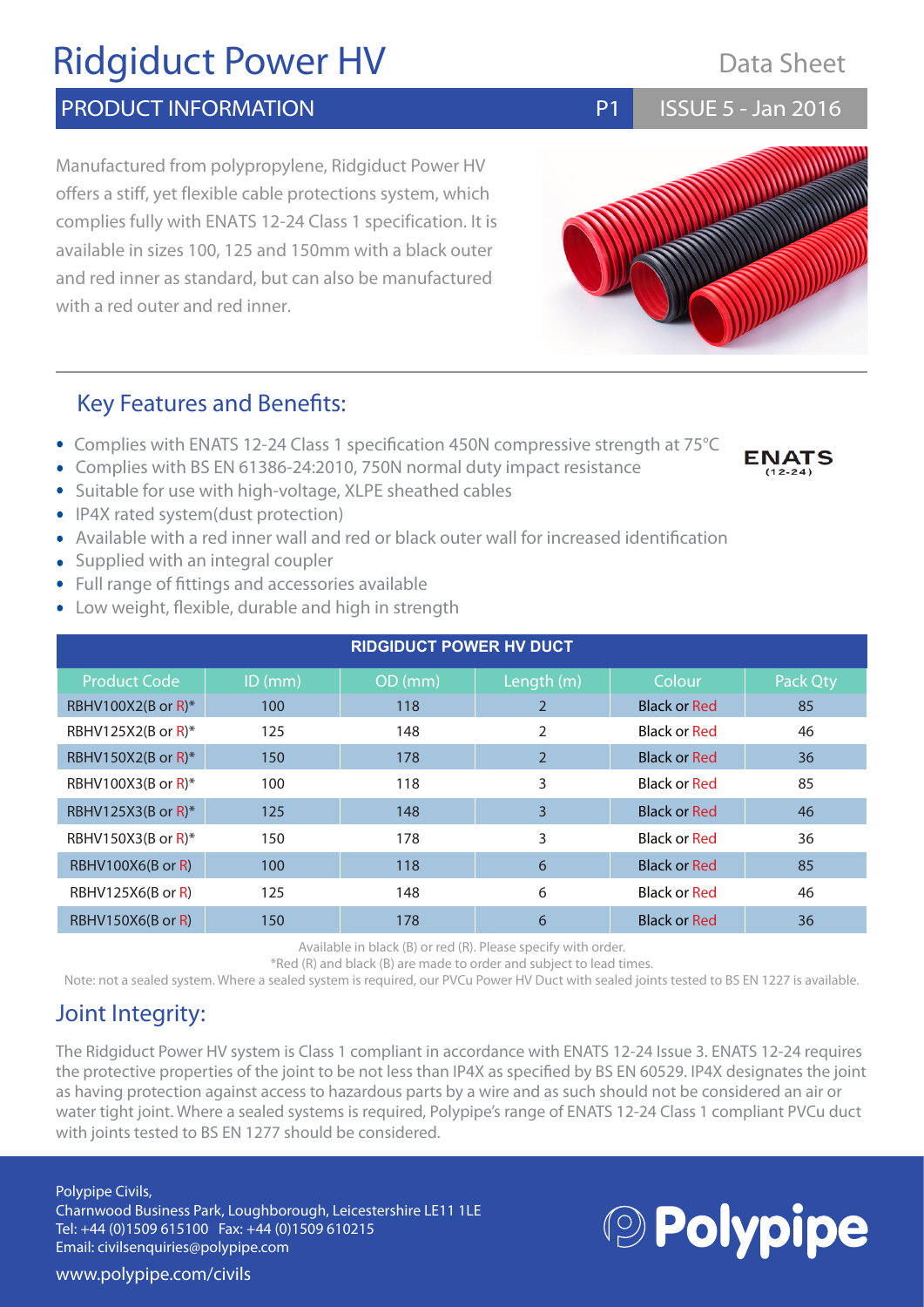# Ridgiduct Power HV

Data Sheet

## PRODUCT INFORMATION

ISSUE 5 - Jan 2016

Manufactured from polypropylene, Ridgiduct Power HV offers a stiff, yet flexible cable protections system, which complies fully with ENATS 12-24 Class 1 specification. It is available in sizes 100, 125 and 150mm with a black outer and red inner as standard, but can also be manufactured with a red outer and red inner.

## Key Features and Benefits:

- Complies with ENATS 12-24 Class 1 specification 450N compressive strength at 75°C
- Complies with BS EN 61386-24:2010, 750N normal duty impact resistance
- Suitable for use with high-voltage, XLPE sheathed cables
- IP4X rated system(dust protection)
- Available with a red inner wall and red or black outer wall for increased identification
- Supplied with an integral coupler
- Full range of fittings and accessories available
- Low weight, flexible, durable and high in strength

**RIDGIDUCT POWER HV DUCT**

| Product Code | ID (mm) | OD (mm) | Length (m) | Colour | Pack Qty |
|---|---|---|---|---|---|
| RBHV100X2(B or R)* | 100 | 118 | 2 | Black or Red | 85 |
| RBHV125X2(B or R)* | 125 | 148 | 2 | Black or Red | 46 |
| RBHV150X2(B or R)* | 150 | 178 | 2 | Black or Red | 36 |
| RBHV100X3(B or R)* | 100 | 118 | 3 | Black or Red | 85 |
| RBHV125X3(B or R)* | 125 | 148 | 3 | Black or Red | 46 |
| RBHV150X3(B or R)* | 150 | 178 | 3 | Black or Red | 36 |
| RBHV100X6(B or R) | 100 | 118 | 6 | Black or Red | 85 |
| RBHV125X6(B or R) | 125 | 148 | 6 | Black or Red | 46 |
| RBHV150X6(B or R) | 150 | 178 | 6 | Black or Red | 36 |

Available in black (B) or red (R). Please specify with order.

*Red (R) and black (B) are made to order and subject to lead times.

Note: not a sealed system. Where a sealed system is required, our PVCu Power HV Duct with sealed joints tested to BS EN 1227 is available.

## Joint Integrity:

The Ridgiduct Power HV system is Class 1 compliant in accordance with ENATS 12-24 Issue 3. ENATS 12-24 requires the protective properties of the joint to be not less than IP4X as specified by BS EN 60529. IP4X designates the joint as having protection against access to hazardous parts by a wire and as such should not be considered an air or water tight joint. Where a sealed systems is required, Polypipe's range of ENATS 12-24 Class 1 compliant PVCu duct with joints tested to BS EN 1277 should be considered.

Polypipe Civils,
Charnwood Business Park, Loughborough, Leicestershire LE11 1LE
Tel: +44 (0)1509 615100 Fax: +44 (0)1509 610215
Email: civilsenquiries@polypipe.com

www.polypipe.com/civils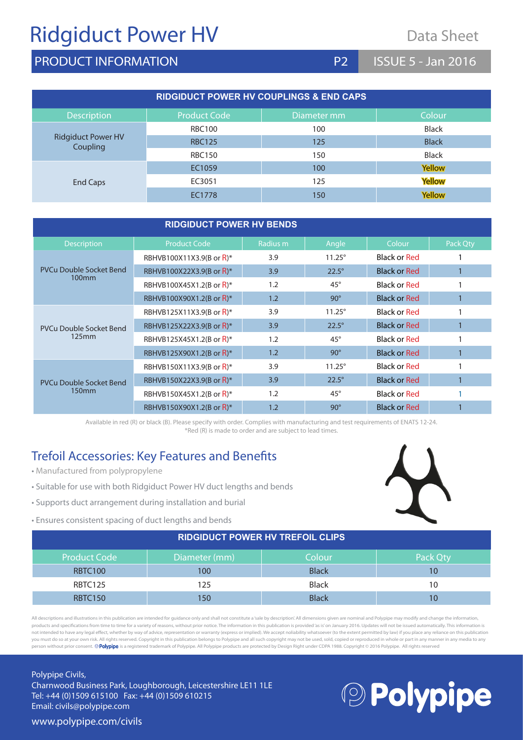# Ridgiduct Power HV

Data Sheet

## PRODUCT INFORMATION

P2 ISSUE 5 - Jan 2016

**RIDGIDUCT POWER HV COUPLINGS & END CAPS**

| Description | Product Code | Diameter mm | Colour |
|---|---|---|---|
| Ridgiduct Power HV Coupling | RBC100 | 100 | Black |
| | RBC125 | 125 | Black |
| | RBC150 | 150 | Black |
| End Caps | EC1059 | 100 | Yellow |
| | EC3051 | 125 | Yellow |
| | EC1778 | 150 | Yellow |

**RIDGIDUCT POWER HV BENDS**

| Description | Product Code | Radius m | Angle | Colour | Pack Qty |
|---|---|---|---|---|---|
| PVCu Double Socket Bend 100mm | RBHVB100X11X3.9(B or R)* | 3.9 | 11.25° | Black or Red | 1 |
| | RBHVB100X22X3.9(B or R)* | 3.9 | 22.5° | Black or Red | 1 |
| | RBHVB100X45X1.2(B or R)* | 1.2 | 45° | Black or Red | 1 |
| | RBHVB100X90X1.2(B or R)* | 1.2 | 90° | Black or Red | 1 |
| PVCu Double Socket Bend 125mm | RBHVB125X11X3.9(B or R)* | 3.9 | 11.25° | Black or Red | 1 |
| | RBHVB125X22X3.9(B or R)* | 3.9 | 22.5° | Black or Red | 1 |
| | RBHVB125X45X1.2(B or R)* | 1.2 | 45° | Black or Red | 1 |
| | RBHVB125X90X1.2(B or R)* | 1.2 | 90° | Black or Red | 1 |
| PVCu Double Socket Bend 150mm | RBHVB150X11X3.9(B or R)* | 3.9 | 11.25° | Black or Red | 1 |
| | RBHVB150X22X3.9(B or R)* | 3.9 | 22.5° | Black or Red | 1 |
| | RBHVB150X45X1.2(B or R)* | 1.2 | 45° | Black or Red | 1 |
| | RBHVB150X90X1.2(B or R)* | 1.2 | 90° | Black or Red | 1 |

Available in red (R) or black (B). Please specify with order. Complies with manufacturing and test requirements of ENATS 12-24.
*Red (R) is made to order and are subject to lead times.

## Trefoil Accessories: Key Features and Benefits

- Manufactured from polypropylene
- Suitable for use with both Ridgiduct Power HV duct lengths and bends
- Supports duct arrangement during installation and burial
- Ensures consistent spacing of duct lengths and bends

**RIDGIDUCT POWER HV TREFOIL CLIPS**

| Product Code | Diameter (mm) | Colour | Pack Qty |
|---|---|---|---|
| RBTC100 | 100 | Black | 10 |
| RBTC125 | 125 | Black | 10 |
| RBTC150 | 150 | Black | 10 |

All descriptions and illustrations in this publication are intended for guidance only and shall not constitute a 'sale by description'. All dimensions given are nominal and Polypipe may modify and change the information, products and specifications from time to time for a variety of reasons, without prior notice. The information in this publication is provided 'as is' on January 2016. Updates will not be issued automatically. This information is not intended to have any legal effect, whether by way of advice, representation or warranty (express or implied). We accept noliability whatsoever (to the extent permitted by law) if you place any reliance on this publication you must do so at your own risk. All rights reserved. Copyright in this publication belongs to Polypipe and all such copyright may not be used, sold, copied or reproduced in whole or part in any manner in any media to any person without prior consent. Polypipe is a registered trademark of Polypipe. All Polypipe products are protected by Design Right under CDPA 1988. Copyright © 2016 Polypipe. All rights reserved

Polypipe Civils,
Charnwood Business Park, Loughborough, Leicestershire LE11 1LE
Tel: +44 (0)1509 615100 Fax: +44 (0)1509 610215
Email: civils@polypipe.com

www.polypipe.com/civils

Polypipe